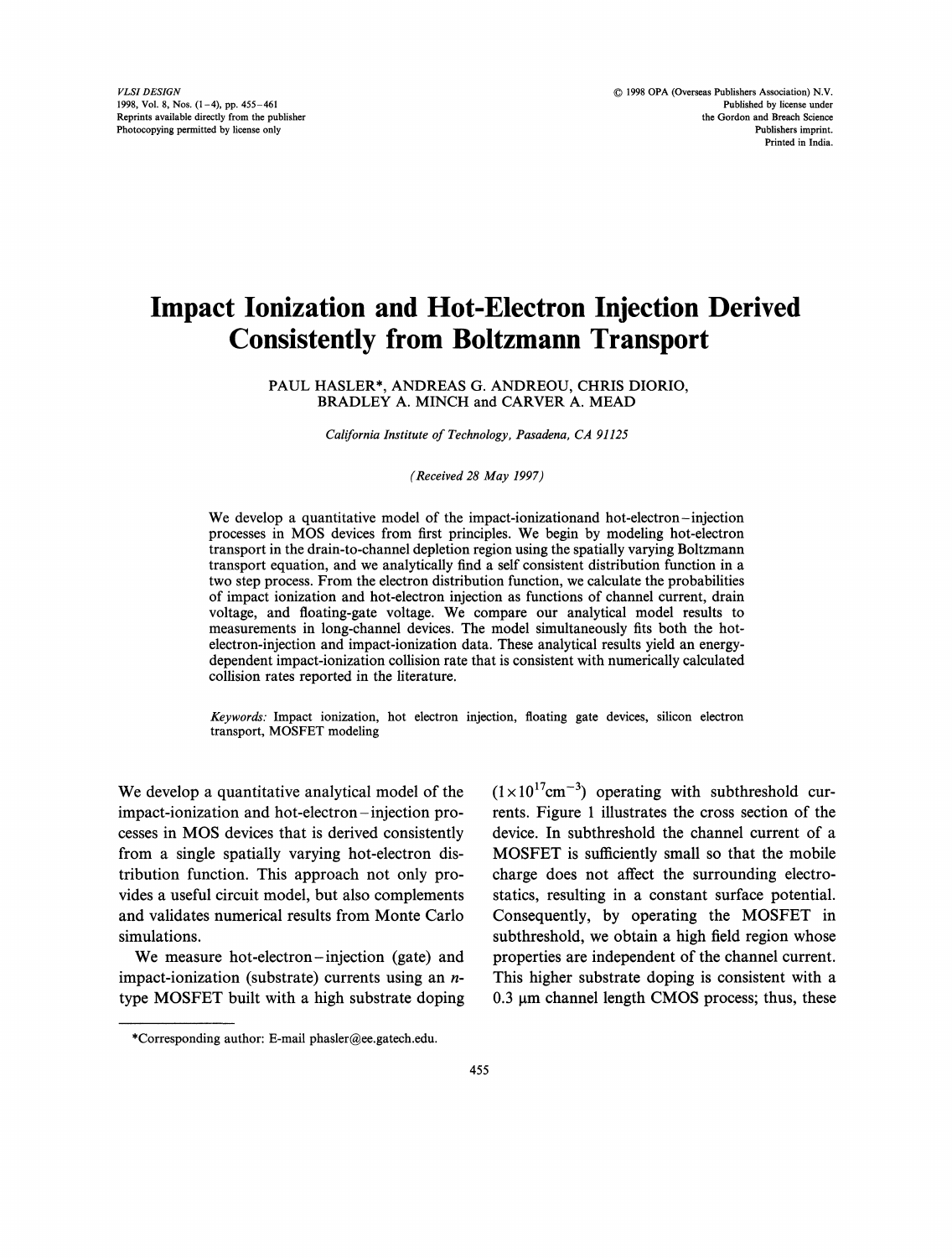# Impact Ionization and Hot-Electron Injection Derived Consistently from Boltzmann Transport

PAUL HASLER*, ANDREAS G. ANDREOU, CHRIS DIORIO, BRADLEY A. MINCH and CARVER A. MEAD

*California Institute of Technology, Pasadena, CA 91125*

*(Received 28 May 1997)*

We develop a quantitative model of the impact-ionizationand hot-electron–injection processes in MOS devices from first principles. We begin by modeling hot-electron transport in the drain-to-channel depletion region using the spatially varying Boltzmann transport equation, and we analytically find a self consistent distribution function in a two step process. From the electron distribution function, we calculate the probabilities of impact ionization and hot-electron injection as functions of channel current, drain voltage, and floating-gate voltage. We compare our analytical model results to measurements in long-channel devices. The model simultaneously fits both the hot-electron-injection and impact-ionization data. These analytical results yield an energy-dependent impact-ionization collision rate that is consistent with numerically calculated collision rates reported in the literature.

*Keywords:* Impact ionization, hot electron injection, floating gate devices, silicon electron transport, MOSFET modeling

We develop a quantitative analytical model of the impact-ionization and hot-electron–injection processes in MOS devices that is derived consistently from a single spatially varying hot-electron distribution function. This approach not only provides a useful circuit model, but also complements and validates numerical results from Monte Carlo simulations.

We measure hot-electron–injection (gate) and impact-ionization (substrate) currents using an *n*-type MOSFET built with a high substrate doping ($1 \times 10^{17} \text{cm}^{-3}$) operating with subthreshold currents. Figure 1 illustrates the cross section of the device. In subthreshold the channel current of a MOSFET is sufficiently small so that the mobile charge does not affect the surrounding electrostatics, resulting in a constant surface potential. Consequently, by operating the MOSFET in subthreshold, we obtain a high field region whose properties are independent of the channel current. This higher substrate doping is consistent with a 0.3 μm channel length CMOS process; thus, these

*Corresponding author: E-mail phasler@ee.gatech.edu.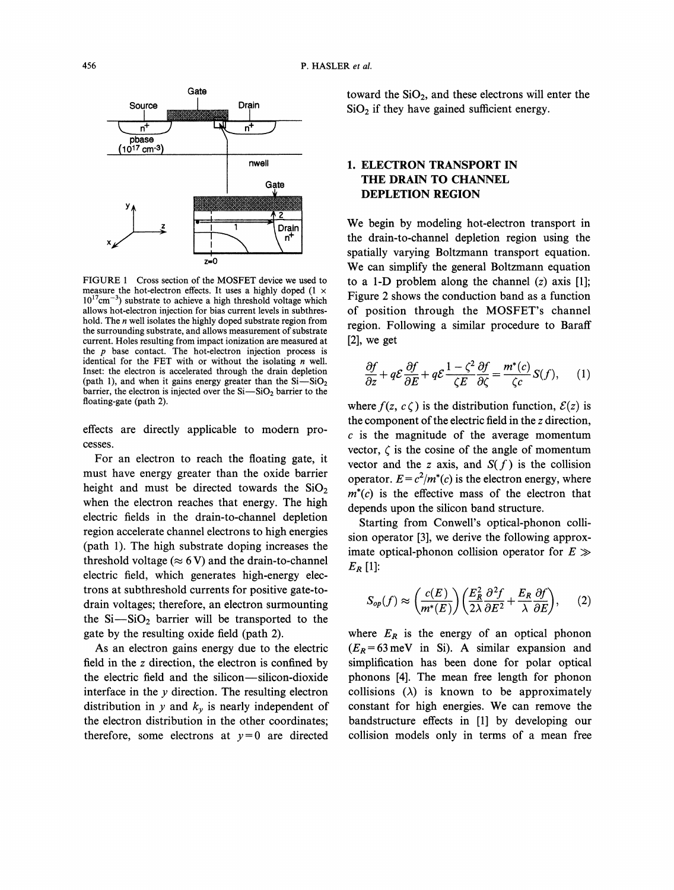FIGURE 1 Cross section of the MOSFET device we used to measure the hot-electron effects. It uses a highly doped ($1 \times 10^{17} \text{cm}^{-3}$) substrate to achieve a high threshold voltage which allows hot-electron injection for bias current levels in subthreshold. The $n$ well isolates the highly doped substrate region from the surrounding substrate, and allows measurement of substrate current. Holes resulting from impact ionization are measured at the $p$ base contact. The hot-electron injection process is identical for the FET with or without the isolating $n$ well. Inset: the electron is accelerated through the drain depletion (path 1), and when it gains energy greater than the Si—$SiO_2$ barrier, the electron is injected over the Si—$SiO_2$ barrier to the floating-gate (path 2).

effects are directly applicable to modern processes.

For an electron to reach the floating gate, it must have energy greater than the oxide barrier height and must be directed towards the $SiO_2$ when the electron reaches that energy. The high electric fields in the drain-to-channel depletion region accelerate channel electrons to high energies (path 1). The high substrate doping increases the threshold voltage ($\approx 6$ V) and the drain-to-channel electric field, which generates high-energy electrons at subthreshold currents for positive gate-to-drain voltages; therefore, an electron surmounting the Si—$SiO_2$ barrier will be transported to the gate by the resulting oxide field (path 2).

As an electron gains energy due to the electric field in the $z$ direction, the electron is confined by the electric field and the silicon—silicon-dioxide interface in the $y$ direction. The resulting electron distribution in $y$ and $k_y$ is nearly independent of the electron distribution in the other coordinates; therefore, some electrons at $y = 0$ are directed toward the $SiO_2$, and these electrons will enter the $SiO_2$ if they have gained sufficient energy.

## 1. ELECTRON TRANSPORT IN THE DRAIN TO CHANNEL DEPLETION REGION

We begin by modeling hot-electron transport in the drain-to-channel depletion region using the spatially varying Boltzmann transport equation. We can simplify the general Boltzmann equation to a 1-D problem along the channel ($z$) axis [1]; Figure 2 shows the conduction band as a function of position through the MOSFET's channel region. Following a similar procedure to Baraff [2], we get

$$\frac{\partial f}{\partial z} + q\mathcal{E}\frac{\partial f}{\partial E} + q\mathcal{E}\frac{1 - \zeta^2}{\zeta E}\frac{\partial f}{\partial \zeta} = \frac{m^*(c)}{\zeta c}S(f), \quad (1)$$

where $f(z, c\zeta)$ is the distribution function, $\mathcal{E}(z)$ is the component of the electric field in the $z$ direction, $c$ is the magnitude of the average momentum vector, $\zeta$ is the cosine of the angle of momentum vector and the $z$ axis, and $S(f)$ is the collision operator. $E = c^2/m^*(c)$ is the electron energy, where $m^*(c)$ is the effective mass of the electron that depends upon the silicon band structure.

Starting from Conwell's optical-phonon collision operator [3], we derive the following approximate optical-phonon collision operator for $E \gg E_R$ [1]:

$$S_{op}(f) \approx \left(\frac{c(E)}{m^*(E)}\right)\left(\frac{E_R^2}{2\lambda}\frac{\partial^2 f}{\partial E^2} + \frac{E_R}{\lambda}\frac{\partial f}{\partial E}\right), \quad (2)$$

where $E_R$ is the energy of an optical phonon ($E_R = 63$ meV in Si). A similar expansion and simplification has been done for polar optical phonons [4]. The mean free length for phonon collisions ($\lambda$) is known to be approximately constant for high energies. We can remove the bandstructure effects in [1] by developing our collision models only in terms of a mean free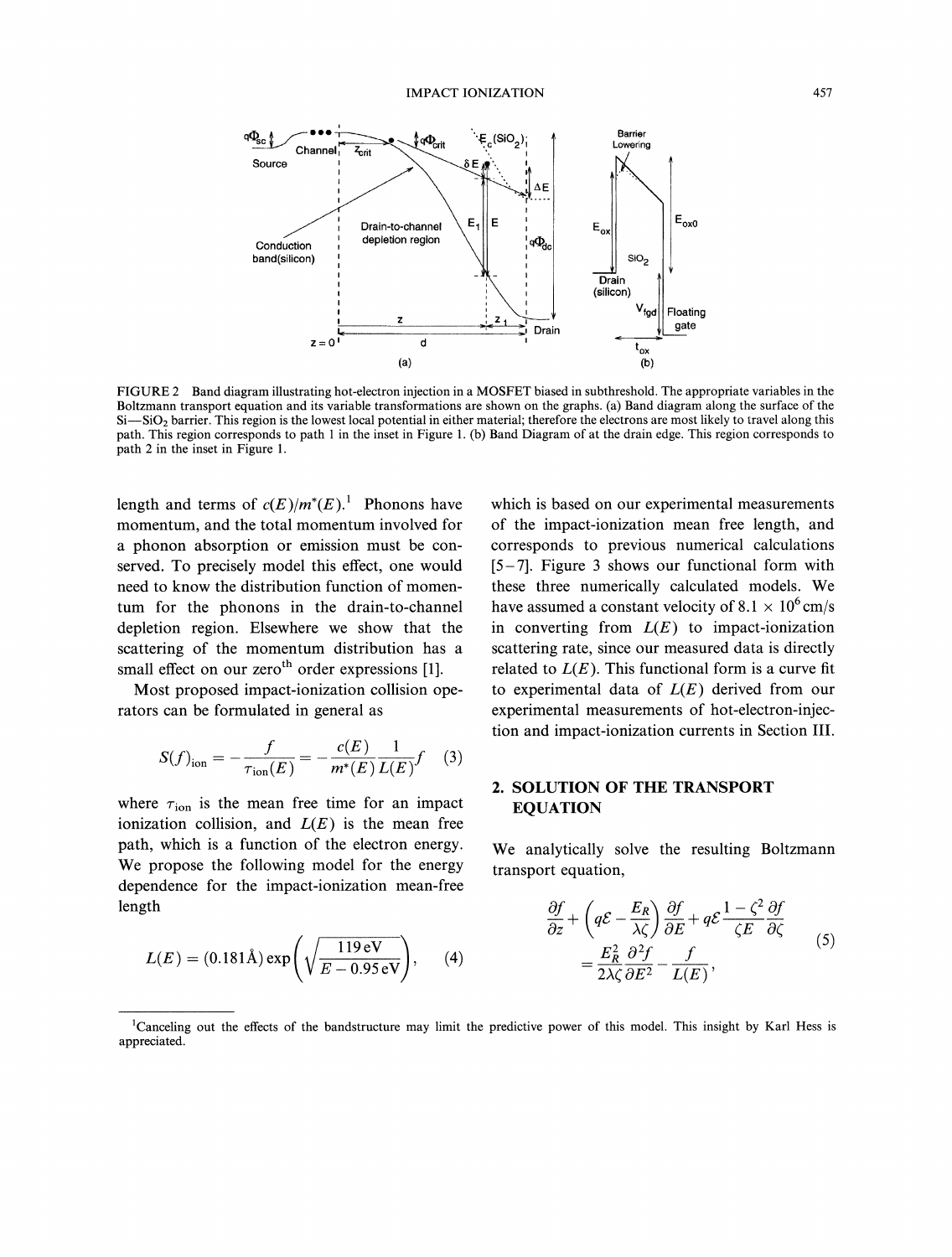FIGURE 2 Band diagram illustrating hot-electron injection in a MOSFET biased in subthreshold. The appropriate variables in the Boltzmann transport equation and its variable transformations are shown on the graphs. (a) Band diagram along the surface of the Si—SiO$_2$ barrier. This region is the lowest local potential in either material; therefore the electrons are most likely to travel along this path. This region corresponds to path 1 in the inset in Figure 1. (b) Band Diagram of at the drain edge. This region corresponds to path 2 in the inset in Figure 1.

length and terms of $c(E)/m^*(E)$.[1] Phonons have momentum, and the total momentum involved for a phonon absorption or emission must be conserved. To precisely model this effect, one would need to know the distribution function of momentum for the phonons in the drain-to-channel depletion region. Elsewhere we show that the scattering of the momentum distribution has a small effect on our zero$^{\text{th}}$ order expressions [1].

Most proposed impact-ionization collision operators can be formulated in general as

$$S(f)_{\text{ion}} = -\frac{f}{\tau_{\text{ion}}(E)} = -\frac{c(E)}{m^*(E)}\frac{1}{L(E)}f \quad (3)$$

where $\tau_{\text{ion}}$ is the mean free time for an impact ionization collision, and $L(E)$ is the mean free path, which is a function of the electron energy. We propose the following model for the energy dependence for the impact-ionization mean-free length

$$L(E) = (0.181\,\text{Å}) \exp\left(\sqrt{\frac{119\,\text{eV}}{E - 0.95\,\text{eV}}}\right), \quad (4)$$

which is based on our experimental measurements of the impact-ionization mean free length, and corresponds to previous numerical calculations [5–7]. Figure 3 shows our functional form with these three numerically calculated models. We have assumed a constant velocity of $8.1 \times 10^6$ cm/s in converting from $L(E)$ to impact-ionization scattering rate, since our measured data is directly related to $L(E)$. This functional form is a curve fit to experimental data of $L(E)$ derived from our experimental measurements of hot-electron-injection and impact-ionization currents in Section III.

## 2. SOLUTION OF THE TRANSPORT EQUATION

We analytically solve the resulting Boltzmann transport equation,

$$\frac{\partial f}{\partial z} + \left(q\mathcal{E} - \frac{E_R}{\lambda\zeta}\right)\frac{\partial f}{\partial E} + q\mathcal{E}\frac{1-\zeta^2}{\zeta E}\frac{\partial f}{\partial \zeta} = \frac{E_R^2}{2\lambda\zeta}\frac{\partial^2 f}{\partial E^2} - \frac{f}{L(E)}, \quad (5)$$

[1] Canceling out the effects of the bandstructure may limit the predictive power of this model. This insight by Karl Hess is appreciated.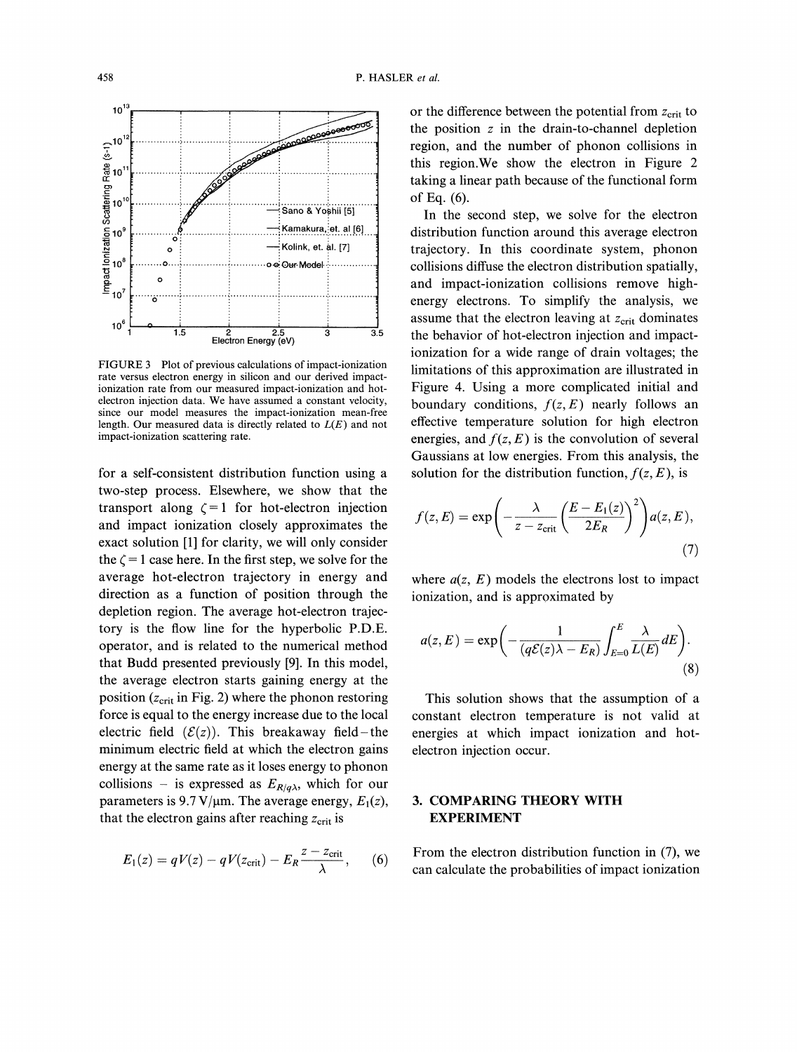FIGURE 3 Plot of previous calculations of impact-ionization rate versus electron energy in silicon and our derived impact-ionization rate from our measured impact-ionization and hot-electron injection data. We have assumed a constant velocity, since our model measures the impact-ionization mean-free length. Our measured data is directly related to $L(E)$ and not impact-ionization scattering rate.

for a self-consistent distribution function using a two-step process. Elsewhere, we show that the transport along $\zeta = 1$ for hot-electron injection and impact ionization closely approximates the exact solution [1] for clarity, we will only consider the $\zeta = 1$ case here. In the first step, we solve for the average hot-electron trajectory in energy and direction as a function of position through the depletion region. The average hot-electron trajectory is the flow line for the hyperbolic P.D.E. operator, and is related to the numerical method that Budd presented previously [9]. In this model, the average electron starts gaining energy at the position ($z_{\text{crit}}$ in Fig. 2) where the phonon restoring force is equal to the energy increase due to the local electric field ($\mathcal{E}(z)$). This breakaway field – the minimum electric field at which the electron gains energy at the same rate as it loses energy to phonon collisions – is expressed as $E_{R/q\lambda}$, which for our parameters is 9.7 V/μm. The average energy, $E_1(z)$, that the electron gains after reaching $z_{\text{crit}}$ is

$$E_1(z) = qV(z) - qV(z_{\text{crit}}) - E_R \frac{z - z_{\text{crit}}}{\lambda}, \qquad (6)$$

or the difference between the potential from $z_{\text{crit}}$ to the position $z$ in the drain-to-channel depletion region, and the number of phonon collisions in this region. We show the electron in Figure 2 taking a linear path because of the functional form of Eq. (6).

In the second step, we solve for the electron distribution function around this average electron trajectory. In this coordinate system, phonon collisions diffuse the electron distribution spatially, and impact-ionization collisions remove high-energy electrons. To simplify the analysis, we assume that the electron leaving at $z_{\text{crit}}$ dominates the behavior of hot-electron injection and impact-ionization for a wide range of drain voltages; the limitations of this approximation are illustrated in Figure 4. Using a more complicated initial and boundary conditions, $f(z, E)$ nearly follows an effective temperature solution for high electron energies, and $f(z, E)$ is the convolution of several Gaussians at low energies. From this analysis, the solution for the distribution function, $f(z, E)$, is

$$f(z, E) = \exp\left( -\frac{\lambda}{z - z_{\text{crit}}} \left( \frac{E - E_1(z)}{2E_R} \right)^2 \right) a(z, E), \qquad (7)$$

where $a(z, E)$ models the electrons lost to impact ionization, and is approximated by

$$a(z, E) = \exp\left( -\frac{1}{(q\mathcal{E}(z)\lambda - E_R)} \int_{E=0}^{E} \frac{\lambda}{L(E)} dE \right). \qquad (8)$$

This solution shows that the assumption of a constant electron temperature is not valid at energies at which impact ionization and hot-electron injection occur.

## 3. COMPARING THEORY WITH EXPERIMENT

From the electron distribution function in (7), we can calculate the probabilities of impact ionization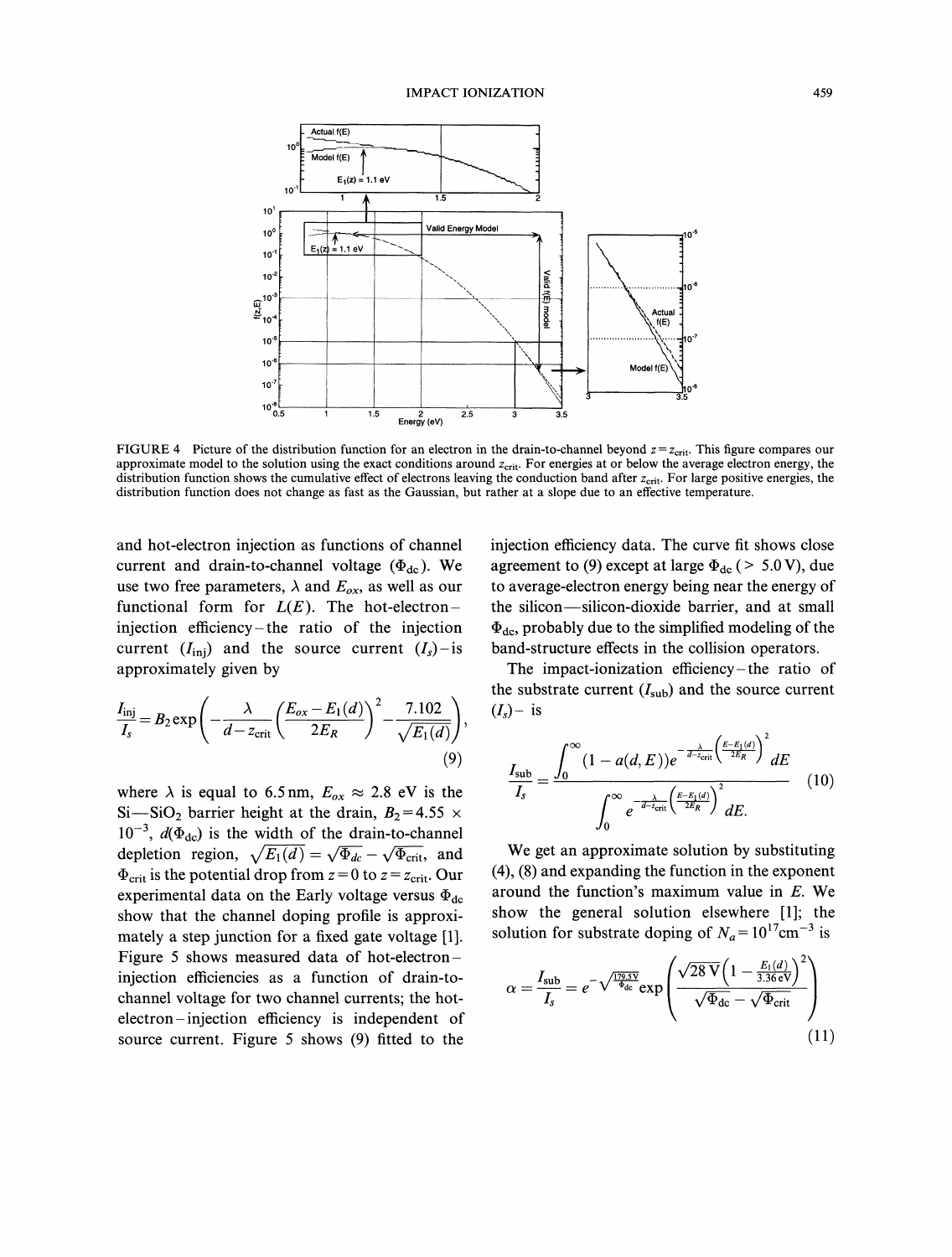FIGURE 4 Picture of the distribution function for an electron in the drain-to-channel beyond $z = z_{\text{crit}}$. This figure compares our approximate model to the solution using the exact conditions around $z_{\text{crit}}$. For energies at or below the average electron energy, the distribution function shows the cumulative effect of electrons leaving the conduction band after $z_{\text{crit}}$. For large positive energies, the distribution function does not change as fast as the Gaussian, but rather at a slope due to an effective temperature.

and hot-electron injection as functions of channel current and drain-to-channel voltage ($\Phi_{\text{dc}}$). We use two free parameters, $\lambda$ and $E_{ox}$, as well as our functional form for $L(E)$. The hot-electron–injection efficiency – the ratio of the injection current ($I_{\text{inj}}$) and the source current ($I_s$) – is approximately given by

$$\frac{I_{\text{inj}}}{I_s} = B_2 \exp\left( -\frac{\lambda}{d - z_{\text{crit}}} \left( \frac{E_{ox} - E_1(d)}{2E_R} \right)^2 - \frac{7.102}{\sqrt{E_1(d)}} \right), \tag{9}$$

where $\lambda$ is equal to 6.5 nm, $E_{ox} \approx 2.8$ eV is the Si—SiO$_2$ barrier height at the drain, $B_2 = 4.55 \times 10^{-3}$, $d(\Phi_{\text{dc}})$ is the width of the drain-to-channel depletion region, $\sqrt{E_1(d)} = \sqrt{\Phi_{dc}} - \sqrt{\Phi_{\text{crit}}}$, and $\Phi_{\text{crit}}$ is the potential drop from $z = 0$ to $z = z_{\text{crit}}$. Our experimental data on the Early voltage versus $\Phi_{\text{dc}}$ show that the channel doping profile is approximately a step junction for a fixed gate voltage [1]. Figure 5 shows measured data of hot-electron–injection efficiencies as a function of drain-to-channel voltage for two channel currents; the hot-electron–injection efficiency is independent of source current. Figure 5 shows (9) fitted to the injection efficiency data. The curve fit shows close agreement to (9) except at large $\Phi_{\text{dc}}$ ($> 5.0$ V), due to average-electron energy being near the energy of the silicon—silicon-dioxide barrier, and at small $\Phi_{\text{dc}}$, probably due to the simplified modeling of the band-structure effects in the collision operators.

The impact-ionization efficiency – the ratio of the substrate current ($I_{\text{sub}}$) and the source current ($I_s$) – is

$$\frac{I_{\text{sub}}}{I_s} = \frac{\displaystyle\int_0^{\infty} (1 - a(d, E)) e^{-\frac{\lambda}{d - z_{\text{crit}}} \left( \frac{E - E_1(d)}{2E_R} \right)^2} dE}{\displaystyle\int_0^{\infty} e^{-\frac{\lambda}{d - z_{\text{crit}}} \left( \frac{E - E_1(d)}{2E_R} \right)^2} dE.} \tag{10}$$

We get an approximate solution by substituting (4), (8) and expanding the function in the exponent around the function's maximum value in $E$. We show the general solution elsewhere [1]; the solution for substrate doping of $N_a = 10^{17} \text{cm}^{-3}$ is

$$\alpha = \frac{I_{\text{sub}}}{I_s} = e^{-\sqrt{\frac{179.5\,\text{V}}{\Phi_{\text{dc}}}}} \exp\left( \frac{\sqrt{28\,\text{V}} \left( 1 - \frac{E_1(d)}{3.36\,\text{eV}} \right)^2}{\sqrt{\Phi_{\text{dc}}} - \sqrt{\Phi_{\text{crit}}}} \right) \tag{11}$$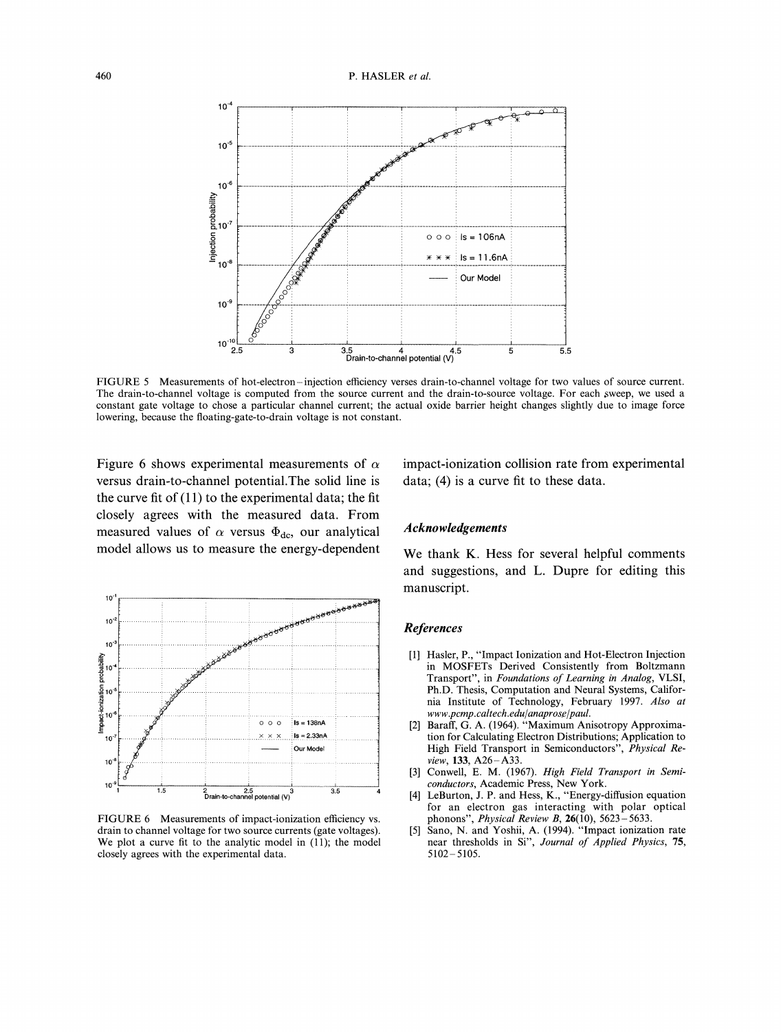FIGURE 5 Measurements of hot-electron–injection efficiency verses drain-to-channel voltage for two values of source current. The drain-to-channel voltage is computed from the source current and the drain-to-source voltage. For each sweep, we used a constant gate voltage to chose a particular channel current; the actual oxide barrier height changes slightly due to image force lowering, because the floating-gate-to-drain voltage is not constant.

Figure 6 shows experimental measurements of $\alpha$ versus drain-to-channel potential.The solid line is the curve fit of (11) to the experimental data; the fit closely agrees with the measured data. From measured values of $\alpha$ versus $\Phi_{dc}$, our analytical model allows us to measure the energy-dependent impact-ionization collision rate from experimental data; (4) is a curve fit to these data.

FIGURE 6 Measurements of impact-ionization efficiency vs. drain to channel voltage for two source currents (gate voltages). We plot a curve fit to the analytic model in (11); the model closely agrees with the experimental data.

### *Acknowledgements*

We thank K. Hess for several helpful comments and suggestions, and L. Dupre for editing this manuscript.

### *References*

[1] Hasler, P., "Impact Ionization and Hot-Electron Injection in MOSFETs Derived Consistently from Boltzmann Transport", in *Foundations of Learning in Analog*, VLSI, Ph.D. Thesis, Computation and Neural Systems, California Institute of Technology, February 1997. *Also at www.pcmp.caltech.edu/anaprose/paul.*

[2] Baraff, G. A. (1964). "Maximum Anisotropy Approximation for Calculating Electron Distributions; Application to High Field Transport in Semiconductors", *Physical Review*, **133**, A26–A33.

[3] Conwell, E. M. (1967). *High Field Transport in Semiconductors*, Academic Press, New York.

[4] LeBurton, J. P. and Hess, K., "Energy-diffusion equation for an electron gas interacting with polar optical phonons", *Physical Review B*, **26**(10), 5623–5633.

[5] Sano, N. and Yoshii, A. (1994). "Impact ionization rate near thresholds in Si", *Journal of Applied Physics*, **75**, 5102–5105.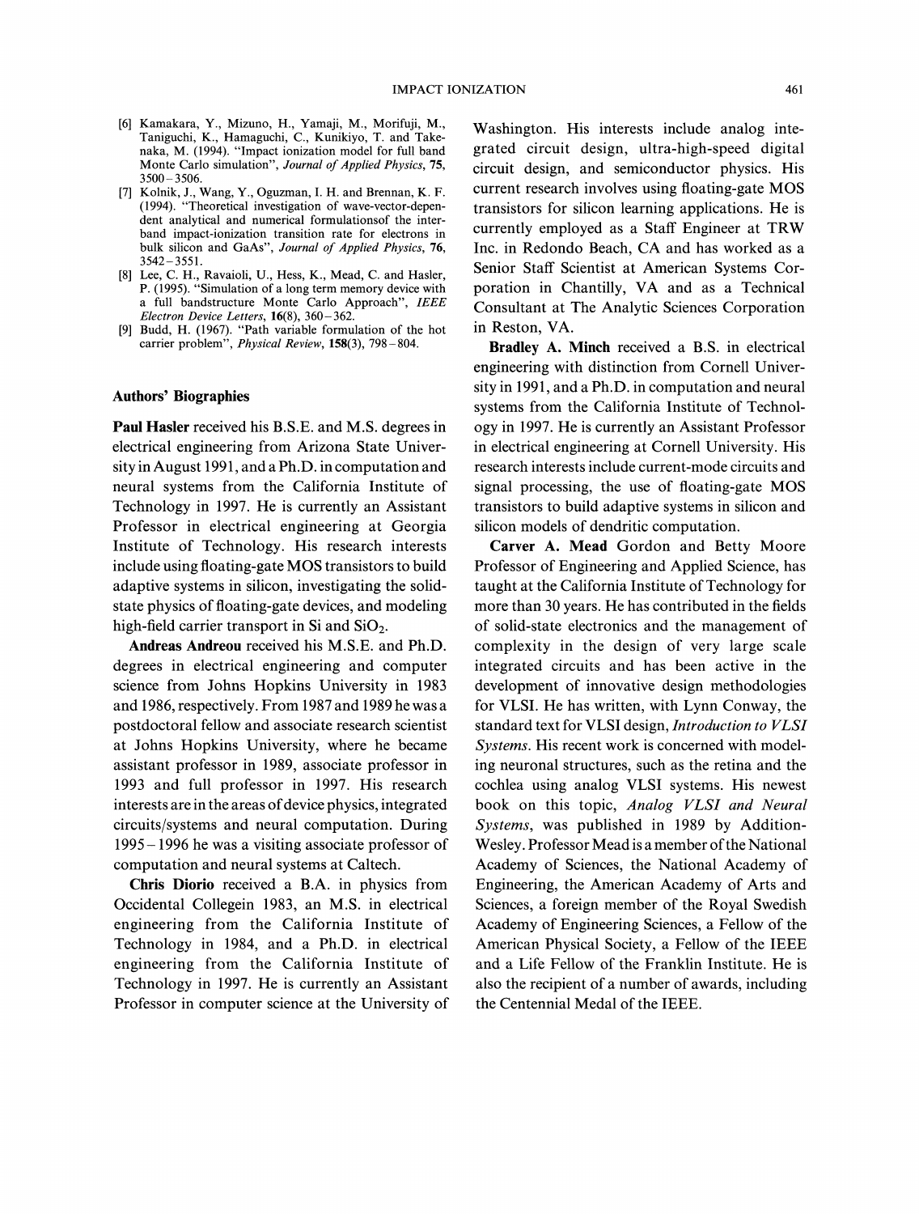[6] Kamakara, Y., Mizuno, H., Yamaji, M., Morifuji, M., Taniguchi, K., Hamaguchi, C., Kunikiyo, T. and Takenaka, M. (1994). "Impact ionization model for full band Monte Carlo simulation", *Journal of Applied Physics*, **75**, 3500–3506.

[7] Kolnik, J., Wang, Y., Oguzman, I. H. and Brennan, K. F. (1994). "Theoretical investigation of wave-vector-dependent analytical and numerical formulationsof the interband impact-ionization transition rate for electrons in bulk silicon and GaAs", *Journal of Applied Physics*, **76**, 3542–3551.

[8] Lee, C. H., Ravaioli, U., Hess, K., Mead, C. and Hasler, P. (1995). "Simulation of a long term memory device with a full bandstructure Monte Carlo Approach", *IEEE Electron Device Letters*, **16**(8), 360–362.

[9] Budd, H. (1967). "Path variable formulation of the hot carrier problem", *Physical Review*, **158**(3), 798–804.

### Authors' Biographies

**Paul Hasler** received his B.S.E. and M.S. degrees in electrical engineering from Arizona State University in August 1991, and a Ph.D. in computation and neural systems from the California Institute of Technology in 1997. He is currently an Assistant Professor in electrical engineering at Georgia Institute of Technology. His research interests include using floating-gate MOS transistors to build adaptive systems in silicon, investigating the solid-state physics of floating-gate devices, and modeling high-field carrier transport in Si and $SiO_2$.

**Andreas Andreou** received his M.S.E. and Ph.D. degrees in electrical engineering and computer science from Johns Hopkins University in 1983 and 1986, respectively. From 1987 and 1989 he was a postdoctoral fellow and associate research scientist at Johns Hopkins University, where he became assistant professor in 1989, associate professor in 1993 and full professor in 1997. His research interests are in the areas of device physics, integrated circuits/systems and neural computation. During 1995–1996 he was a visiting associate professor of computation and neural systems at Caltech.

**Chris Diorio** received a B.A. in physics from Occidental Collegein 1983, an M.S. in electrical engineering from the California Institute of Technology in 1984, and a Ph.D. in electrical engineering from the California Institute of Technology in 1997. He is currently an Assistant Professor in computer science at the University of Washington. His interests include analog integrated circuit design, ultra-high-speed digital circuit design, and semiconductor physics. His current research involves using floating-gate MOS transistors for silicon learning applications. He is currently employed as a Staff Engineer at TRW Inc. in Redondo Beach, CA and has worked as a Senior Staff Scientist at American Systems Corporation in Chantilly, VA and as a Technical Consultant at The Analytic Sciences Corporation in Reston, VA.

**Bradley A. Minch** received a B.S. in electrical engineering with distinction from Cornell University in 1991, and a Ph.D. in computation and neural systems from the California Institute of Technology in 1997. He is currently an Assistant Professor in electrical engineering at Cornell University. His research interests include current-mode circuits and signal processing, the use of floating-gate MOS transistors to build adaptive systems in silicon and silicon models of dendritic computation.

**Carver A. Mead** Gordon and Betty Moore Professor of Engineering and Applied Science, has taught at the California Institute of Technology for more than 30 years. He has contributed in the fields of solid-state electronics and the management of complexity in the design of very large scale integrated circuits and has been active in the development of innovative design methodologies for VLSI. He has written, with Lynn Conway, the standard text for VLSI design, *Introduction to VLSI Systems*. His recent work is concerned with modeling neuronal structures, such as the retina and the cochlea using analog VLSI systems. His newest book on this topic, *Analog VLSI and Neural Systems*, was published in 1989 by Addition-Wesley. Professor Mead is a member of the National Academy of Sciences, the National Academy of Engineering, the American Academy of Arts and Sciences, a foreign member of the Royal Swedish Academy of Engineering Sciences, a Fellow of the American Physical Society, a Fellow of the IEEE and a Life Fellow of the Franklin Institute. He is also the recipient of a number of awards, including the Centennial Medal of the IEEE.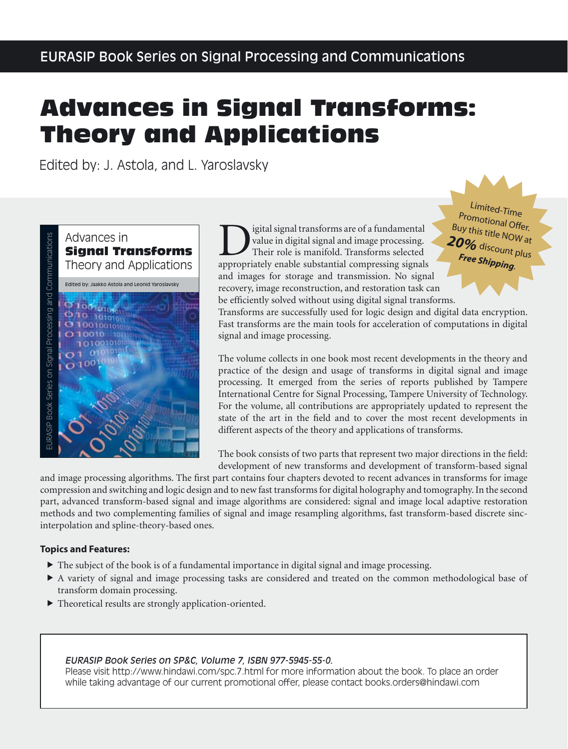EURASIP Book Series on Signal Processing and Communications

# Advances in Signal Transforms: Theory and Applications

Edited by: J. Astola, and L. Yaroslavsky

Limited-Time Promotional Offer. Buy this title NOW at ***20%*** discount plus ***Free Shipping***.

Digital signal transforms are of a fundamental value in digital signal and image processing. Their role is manifold. Transforms selected appropriately enable substantial compressing signals and images for storage and transmission. No signal recovery, image reconstruction, and restoration task can be efficiently solved without using digital signal transforms. Transforms are successfully used for logic design and digital data encryption. Fast transforms are the main tools for acceleration of computations in digital signal and image processing.

The volume collects in one book most recent developments in the theory and practice of the design and usage of transforms in digital signal and image processing. It emerged from the series of reports published by Tampere International Centre for Signal Processing, Tampere University of Technology. For the volume, all contributions are appropriately updated to represent the state of the art in the field and to cover the most recent developments in different aspects of the theory and applications of transforms.

The book consists of two parts that represent two major directions in the field: development of new transforms and development of transform-based signal and image processing algorithms. The first part contains four chapters devoted to recent advances in transforms for image compression and switching and logic design and to new fast transforms for digital holography and tomography. In the second part, advanced transform-based signal and image algorithms are considered: signal and image local adaptive restoration methods and two complementing families of signal and image resampling algorithms, fast transform-based discrete sinc-interpolation and spline-theory-based ones.

**Topics and Features:**

- The subject of the book is of a fundamental importance in digital signal and image processing.
- A variety of signal and image processing tasks are considered and treated on the common methodological base of transform domain processing.
- Theoretical results are strongly application-oriented.

*EURASIP Book Series on SP&C, Volume 7, ISBN 977-5945-55-0.*
Please visit http://www.hindawi.com/spc.7.html for more information about the book. To place an order while taking advantage of our current promotional offer, please contact books.orders@hindawi.com